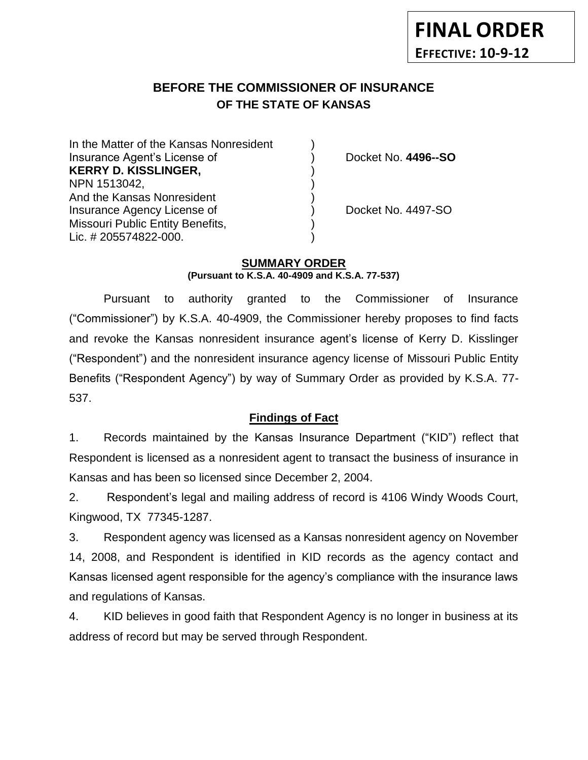**FINAL ORDER**
**EFFECTIVE: 10-9-12**

# BEFORE THE COMMISSIONER OF INSURANCE
## OF THE STATE OF KANSAS

| | | |
|---|---|---|
| In the Matter of the Kansas Nonresident | ) | |
| Insurance Agent's License of | ) | Docket No. **4496--SO** |
| **KERRY D. KISSLINGER,** | ) | |
| NPN 1513042, | ) | |
| And the Kansas Nonresident | ) | |
| Insurance Agency License of | ) | Docket No. 4497-SO |
| Missouri Public Entity Benefits, | ) | |
| Lic. # 205574822-000. | ) | |

### SUMMARY ORDER
**(Pursuant to K.S.A. 40-4909 and K.S.A. 77-537)**

Pursuant to authority granted to the Commissioner of Insurance ("Commissioner") by K.S.A. 40-4909, the Commissioner hereby proposes to find facts and revoke the Kansas nonresident insurance agent's license of Kerry D. Kisslinger ("Respondent") and the nonresident insurance agency license of Missouri Public Entity Benefits ("Respondent Agency") by way of Summary Order as provided by K.S.A. 77-537.

### Findings of Fact

1. Records maintained by the Kansas Insurance Department ("KID") reflect that Respondent is licensed as a nonresident agent to transact the business of insurance in Kansas and has been so licensed since December 2, 2004.

2. Respondent's legal and mailing address of record is 4106 Windy Woods Court, Kingwood, TX 77345-1287.

3. Respondent agency was licensed as a Kansas nonresident agency on November 14, 2008, and Respondent is identified in KID records as the agency contact and Kansas licensed agent responsible for the agency's compliance with the insurance laws and regulations of Kansas.

4. KID believes in good faith that Respondent Agency is no longer in business at its address of record but may be served through Respondent.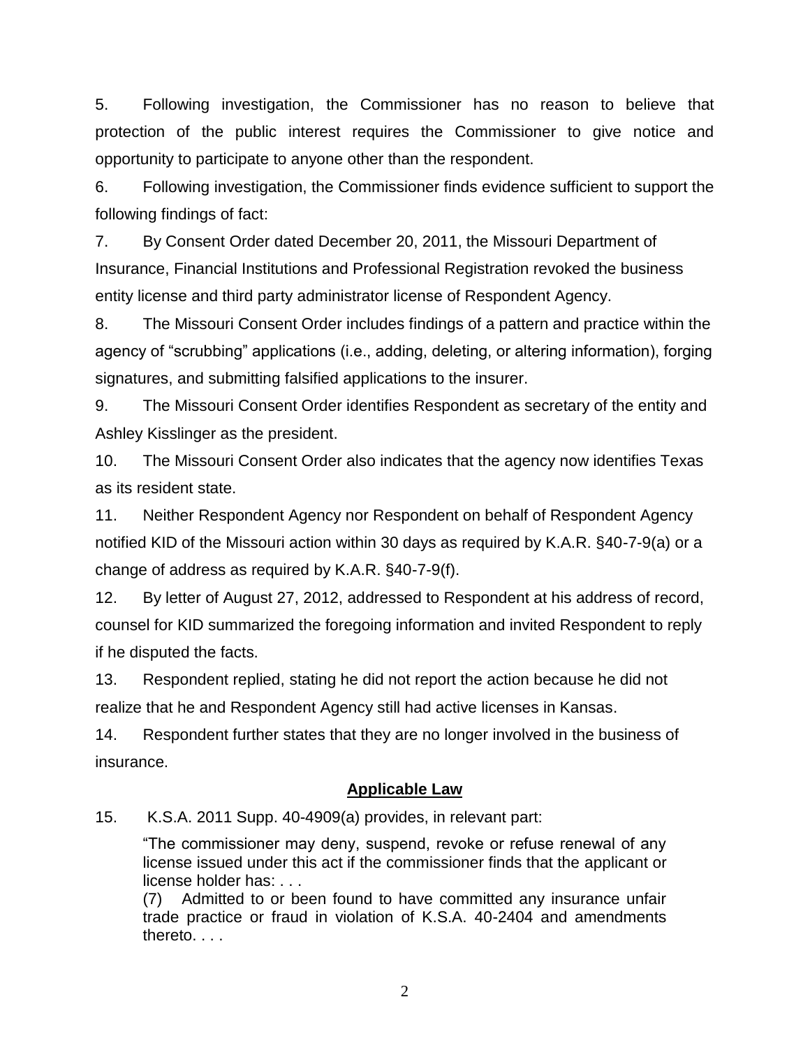5. Following investigation, the Commissioner has no reason to believe that protection of the public interest requires the Commissioner to give notice and opportunity to participate to anyone other than the respondent.

6. Following investigation, the Commissioner finds evidence sufficient to support the following findings of fact:

7. By Consent Order dated December 20, 2011, the Missouri Department of Insurance, Financial Institutions and Professional Registration revoked the business entity license and third party administrator license of Respondent Agency.

8. The Missouri Consent Order includes findings of a pattern and practice within the agency of "scrubbing" applications (i.e., adding, deleting, or altering information), forging signatures, and submitting falsified applications to the insurer.

9. The Missouri Consent Order identifies Respondent as secretary of the entity and Ashley Kisslinger as the president.

10. The Missouri Consent Order also indicates that the agency now identifies Texas as its resident state.

11. Neither Respondent Agency nor Respondent on behalf of Respondent Agency notified KID of the Missouri action within 30 days as required by K.A.R. §40-7-9(a) or a change of address as required by K.A.R. §40-7-9(f).

12. By letter of August 27, 2012, addressed to Respondent at his address of record, counsel for KID summarized the foregoing information and invited Respondent to reply if he disputed the facts.

13. Respondent replied, stating he did not report the action because he did not realize that he and Respondent Agency still had active licenses in Kansas.

14. Respondent further states that they are no longer involved in the business of insurance.

## Applicable Law

15. K.S.A. 2011 Supp. 40-4909(a) provides, in relevant part:

> "The commissioner may deny, suspend, revoke or refuse renewal of any license issued under this act if the commissioner finds that the applicant or license holder has: . . .
>
> (7) Admitted to or been found to have committed any insurance unfair trade practice or fraud in violation of K.S.A. 40-2404 and amendments thereto. . . .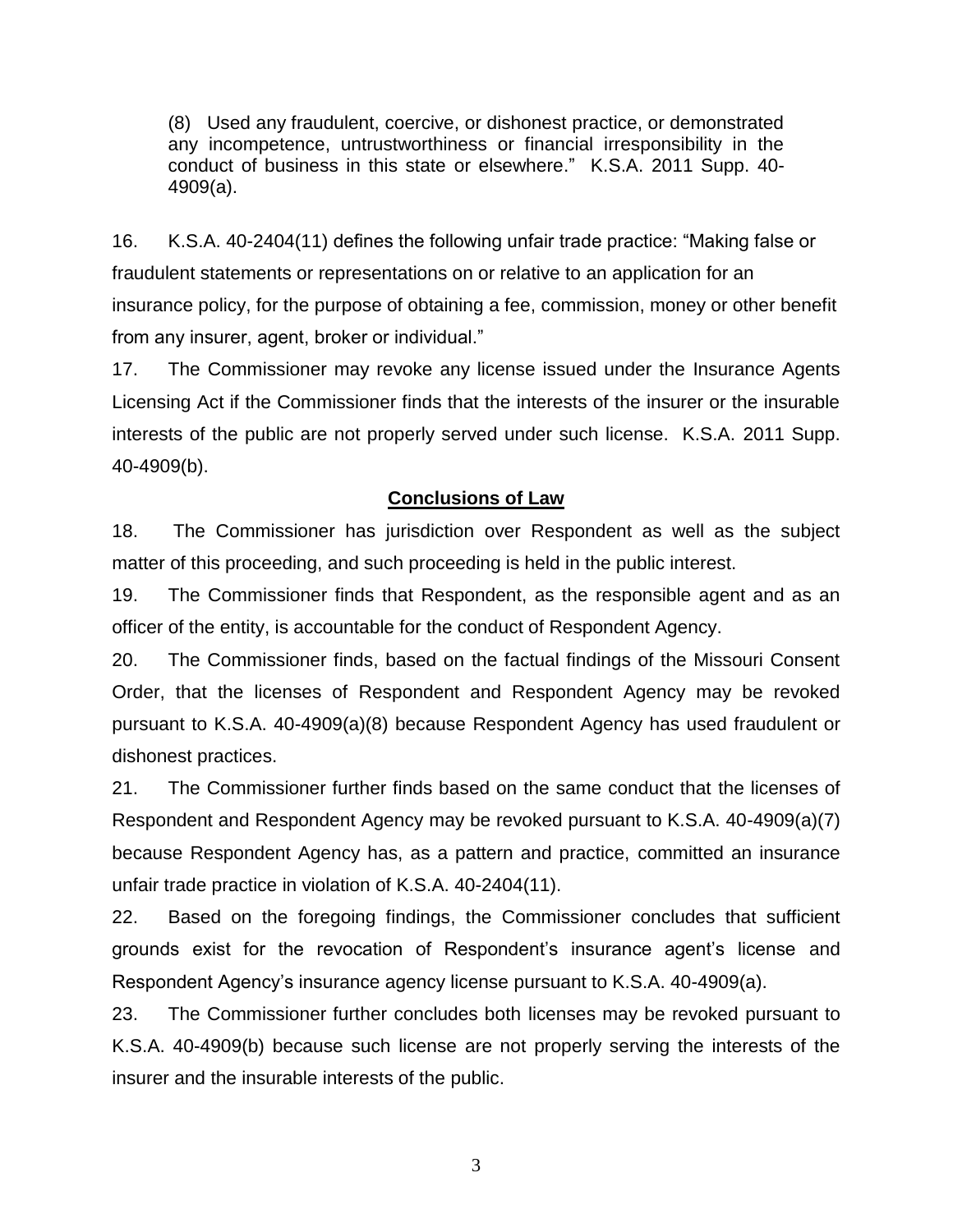> (8) Used any fraudulent, coercive, or dishonest practice, or demonstrated any incompetence, untrustworthiness or financial irresponsibility in the conduct of business in this state or elsewhere." K.S.A. 2011 Supp. 40-4909(a).

16. K.S.A. 40-2404(11) defines the following unfair trade practice: "Making false or fraudulent statements or representations on or relative to an application for an insurance policy, for the purpose of obtaining a fee, commission, money or other benefit from any insurer, agent, broker or individual."

17. The Commissioner may revoke any license issued under the Insurance Agents Licensing Act if the Commissioner finds that the interests of the insurer or the insurable interests of the public are not properly served under such license. K.S.A. 2011 Supp. 40-4909(b).

## Conclusions of Law

18. The Commissioner has jurisdiction over Respondent as well as the subject matter of this proceeding, and such proceeding is held in the public interest.

19. The Commissioner finds that Respondent, as the responsible agent and as an officer of the entity, is accountable for the conduct of Respondent Agency.

20. The Commissioner finds, based on the factual findings of the Missouri Consent Order, that the licenses of Respondent and Respondent Agency may be revoked pursuant to K.S.A. 40-4909(a)(8) because Respondent Agency has used fraudulent or dishonest practices.

21. The Commissioner further finds based on the same conduct that the licenses of Respondent and Respondent Agency may be revoked pursuant to K.S.A. 40-4909(a)(7) because Respondent Agency has, as a pattern and practice, committed an insurance unfair trade practice in violation of K.S.A. 40-2404(11).

22. Based on the foregoing findings, the Commissioner concludes that sufficient grounds exist for the revocation of Respondent's insurance agent's license and Respondent Agency's insurance agency license pursuant to K.S.A. 40-4909(a).

23. The Commissioner further concludes both licenses may be revoked pursuant to K.S.A. 40-4909(b) because such license are not properly serving the interests of the insurer and the insurable interests of the public.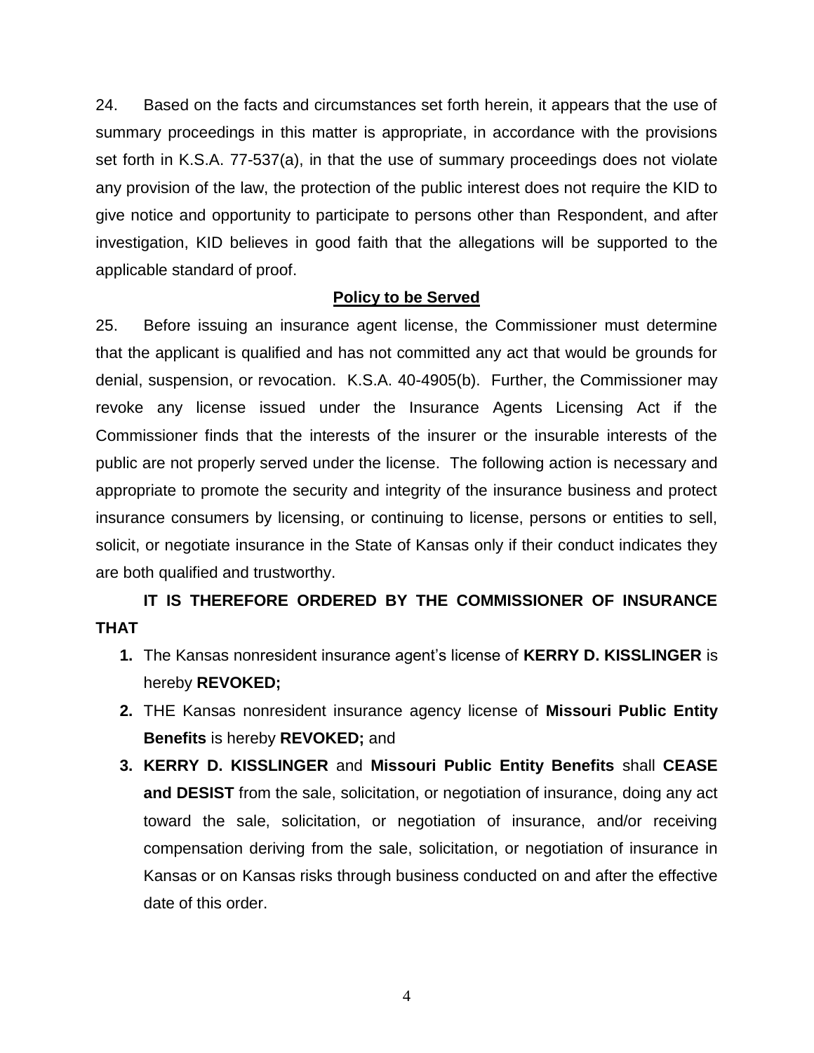24. Based on the facts and circumstances set forth herein, it appears that the use of summary proceedings in this matter is appropriate, in accordance with the provisions set forth in K.S.A. 77-537(a), in that the use of summary proceedings does not violate any provision of the law, the protection of the public interest does not require the KID to give notice and opportunity to participate to persons other than Respondent, and after investigation, KID believes in good faith that the allegations will be supported to the applicable standard of proof.

**Policy to be Served**

25. Before issuing an insurance agent license, the Commissioner must determine that the applicant is qualified and has not committed any act that would be grounds for denial, suspension, or revocation. K.S.A. 40-4905(b). Further, the Commissioner may revoke any license issued under the Insurance Agents Licensing Act if the Commissioner finds that the interests of the insurer or the insurable interests of the public are not properly served under the license. The following action is necessary and appropriate to promote the security and integrity of the insurance business and protect insurance consumers by licensing, or continuing to license, persons or entities to sell, solicit, or negotiate insurance in the State of Kansas only if their conduct indicates they are both qualified and trustworthy.

**IT IS THEREFORE ORDERED BY THE COMMISSIONER OF INSURANCE THAT**

1. The Kansas nonresident insurance agent's license of **KERRY D. KISSLINGER** is hereby **REVOKED;**
2. THE Kansas nonresident insurance agency license of **Missouri Public Entity Benefits** is hereby **REVOKED;** and
3. **KERRY D. KISSLINGER** and **Missouri Public Entity Benefits** shall **CEASE and DESIST** from the sale, solicitation, or negotiation of insurance, doing any act toward the sale, solicitation, or negotiation of insurance, and/or receiving compensation deriving from the sale, solicitation, or negotiation of insurance in Kansas or on Kansas risks through business conducted on and after the effective date of this order.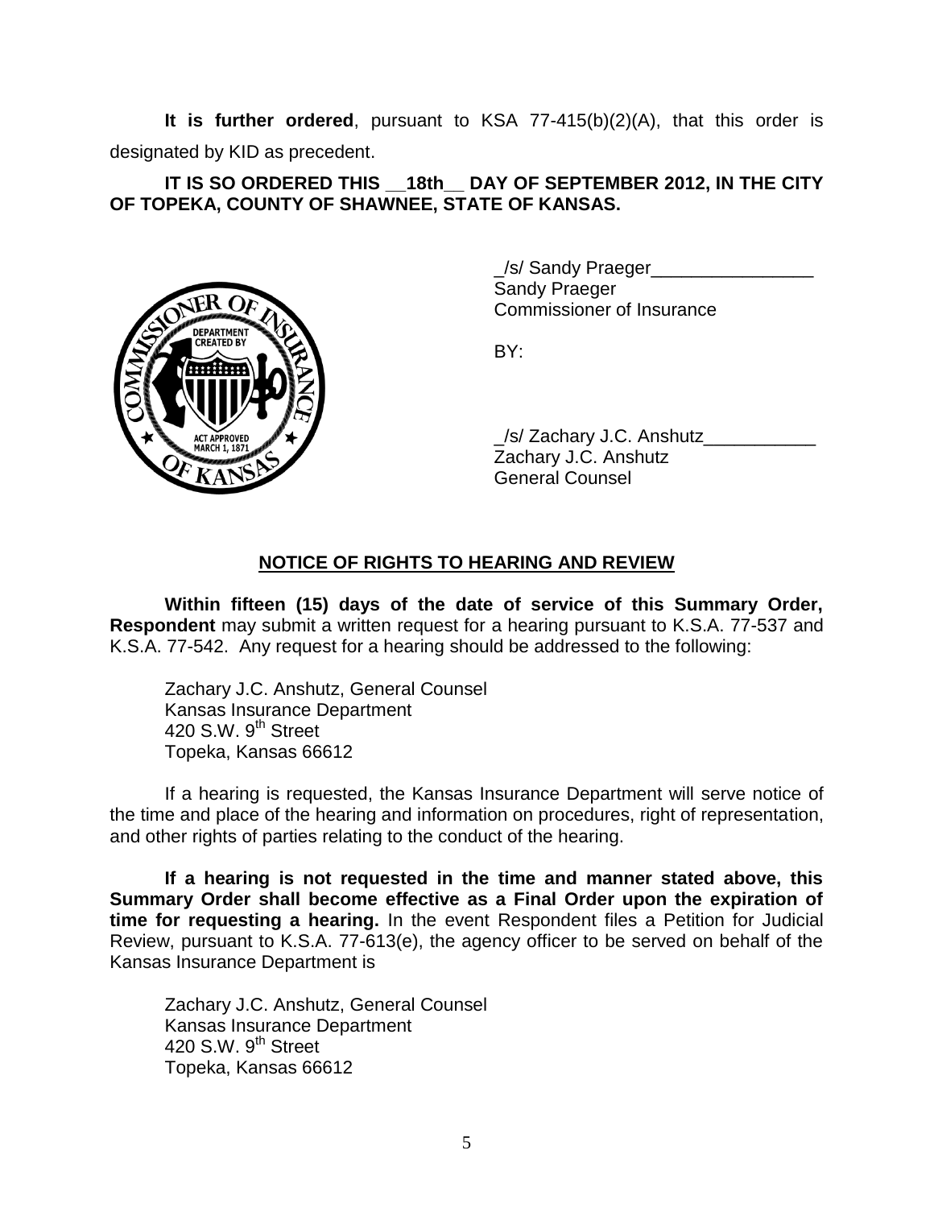**It is further ordered**, pursuant to KSA 77-415(b)(2)(A), that this order is designated by KID as precedent.

**IT IS SO ORDERED THIS __18th__ DAY OF SEPTEMBER 2012, IN THE CITY OF TOPEKA, COUNTY OF SHAWNEE, STATE OF KANSAS.**

_/s/ Sandy Praeger________________
Sandy Praeger
Commissioner of Insurance

BY:

_/s/ Zachary J.C. Anshutz___________
Zachary J.C. Anshutz
General Counsel

## NOTICE OF RIGHTS TO HEARING AND REVIEW

**Within fifteen (15) days of the date of service of this Summary Order, Respondent** may submit a written request for a hearing pursuant to K.S.A. 77-537 and K.S.A. 77-542. Any request for a hearing should be addressed to the following:

Zachary J.C. Anshutz, General Counsel
Kansas Insurance Department
420 S.W. 9th Street
Topeka, Kansas 66612

If a hearing is requested, the Kansas Insurance Department will serve notice of the time and place of the hearing and information on procedures, right of representation, and other rights of parties relating to the conduct of the hearing.

**If a hearing is not requested in the time and manner stated above, this Summary Order shall become effective as a Final Order upon the expiration of time for requesting a hearing.** In the event Respondent files a Petition for Judicial Review, pursuant to K.S.A. 77-613(e), the agency officer to be served on behalf of the Kansas Insurance Department is

Zachary J.C. Anshutz, General Counsel
Kansas Insurance Department
420 S.W. 9th Street
Topeka, Kansas 66612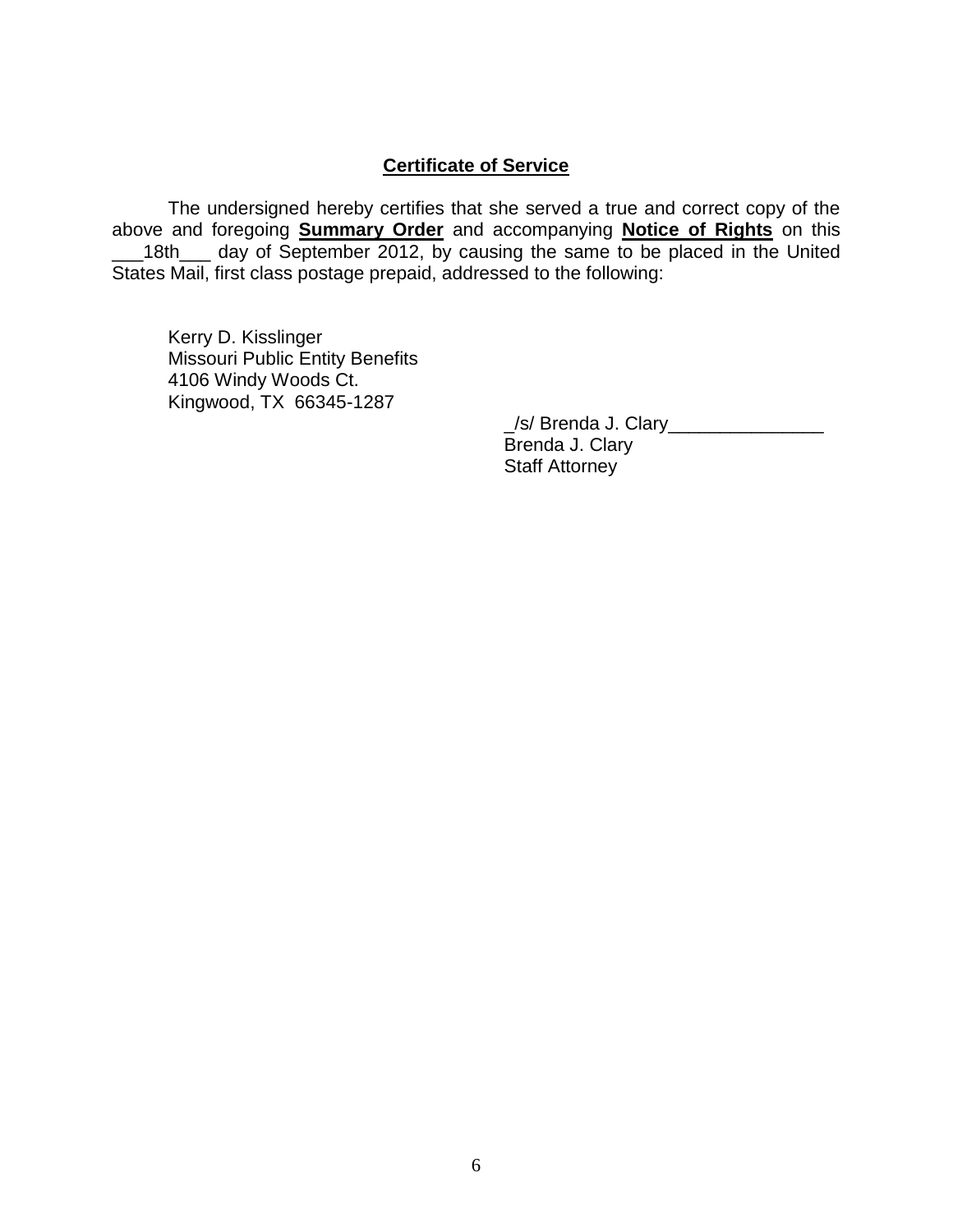**Certificate of Service**

The undersigned hereby certifies that she served a true and correct copy of the above and foregoing **Summary Order** and accompanying **Notice of Rights** on this ___18th___ day of September 2012, by causing the same to be placed in the United States Mail, first class postage prepaid, addressed to the following:

Kerry D. Kisslinger
Missouri Public Entity Benefits
4106 Windy Woods Ct.
Kingwood, TX 66345-1287

_/s/ Brenda J. Clary_______________
Brenda J. Clary
Staff Attorney